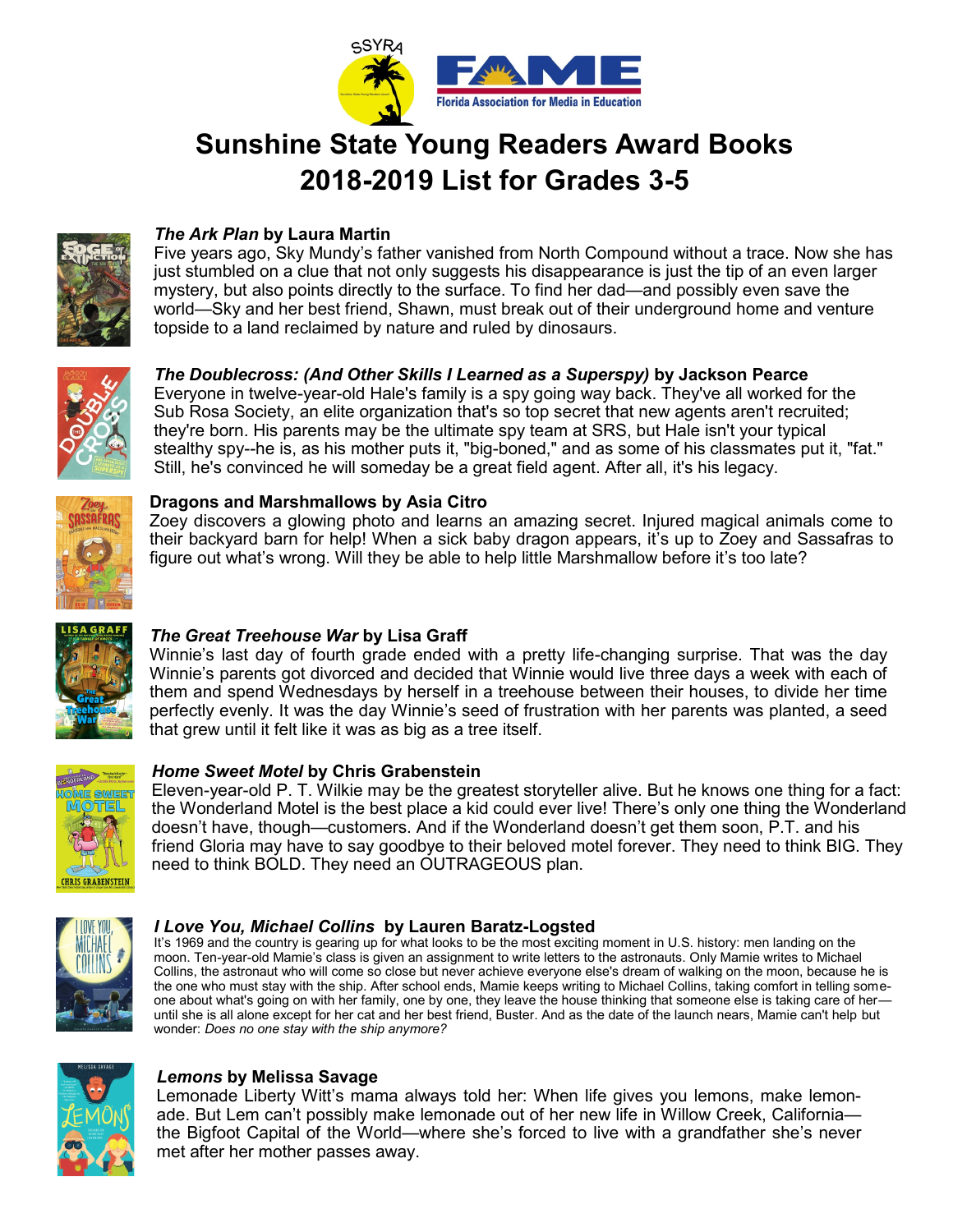SSYRA

FAME
Florida Association for Media in Education

# Sunshine State Young Readers Award Books
# 2018-2019 List for Grades 3-5

***The Ark Plan* by Laura Martin**
Five years ago, Sky Mundy's father vanished from North Compound without a trace. Now she has just stumbled on a clue that not only suggests his disappearance is just the tip of an even larger mystery, but also points directly to the surface. To find her dad—and possibly even save the world—Sky and her best friend, Shawn, must break out of their underground home and venture topside to a land reclaimed by nature and ruled by dinosaurs.

***The Doublecross: (And Other Skills I Learned as a Superspy)* by Jackson Pearce**
Everyone in twelve-year-old Hale's family is a spy going way back. They've all worked for the Sub Rosa Society, an elite organization that's so top secret that new agents aren't recruited; they're born. His parents may be the ultimate spy team at SRS, but Hale isn't your typical stealthy spy--he is, as his mother puts it, "big-boned," and as some of his classmates put it, "fat." Still, he's convinced he will someday be a great field agent. After all, it's his legacy.

**Dragons and Marshmallows by Asia Citro**
Zoey discovers a glowing photo and learns an amazing secret. Injured magical animals come to their backyard barn for help! When a sick baby dragon appears, it's up to Zoey and Sassafras to figure out what's wrong. Will they be able to help little Marshmallow before it's too late?

***The Great Treehouse War* by Lisa Graff**
Winnie's last day of fourth grade ended with a pretty life-changing surprise. That was the day Winnie's parents got divorced and decided that Winnie would live three days a week with each of them and spend Wednesdays by herself in a treehouse between their houses, to divide her time perfectly evenly. It was the day Winnie's seed of frustration with her parents was planted, a seed that grew until it felt like it was as big as a tree itself.

***Home Sweet Motel* by Chris Grabenstein**
Eleven-year-old P. T. Wilkie may be the greatest storyteller alive. But he knows one thing for a fact: the Wonderland Motel is the best place a kid could ever live! There's only one thing the Wonderland doesn't have, though—customers. And if the Wonderland doesn't get them soon, P.T. and his friend Gloria may have to say goodbye to their beloved motel forever. They need to think BIG. They need to think BOLD. They need an OUTRAGEOUS plan.

***I Love You, Michael Collins* by Lauren Baratz-Logsted**
It's 1969 and the country is gearing up for what looks to be the most exciting moment in U.S. history: men landing on the moon. Ten-year-old Mamie's class is given an assignment to write letters to the astronauts. Only Mamie writes to Michael Collins, the astronaut who will come so close but never achieve everyone else's dream of walking on the moon, because he is the one who must stay with the ship. After school ends, Mamie keeps writing to Michael Collins, taking comfort in telling someone about what's going on with her family, one by one, they leave the house thinking that someone else is taking care of her—until she is all alone except for her cat and her best friend, Buster. And as the date of the launch nears, Mamie can't help but wonder: *Does no one stay with the ship anymore?*

***Lemons* by Melissa Savage**
Lemonade Liberty Witt's mama always told her: When life gives you lemons, make lemonade. But Lem can't possibly make lemonade out of her new life in Willow Creek, California—the Bigfoot Capital of the World—where she's forced to live with a grandfather she's never met after her mother passes away.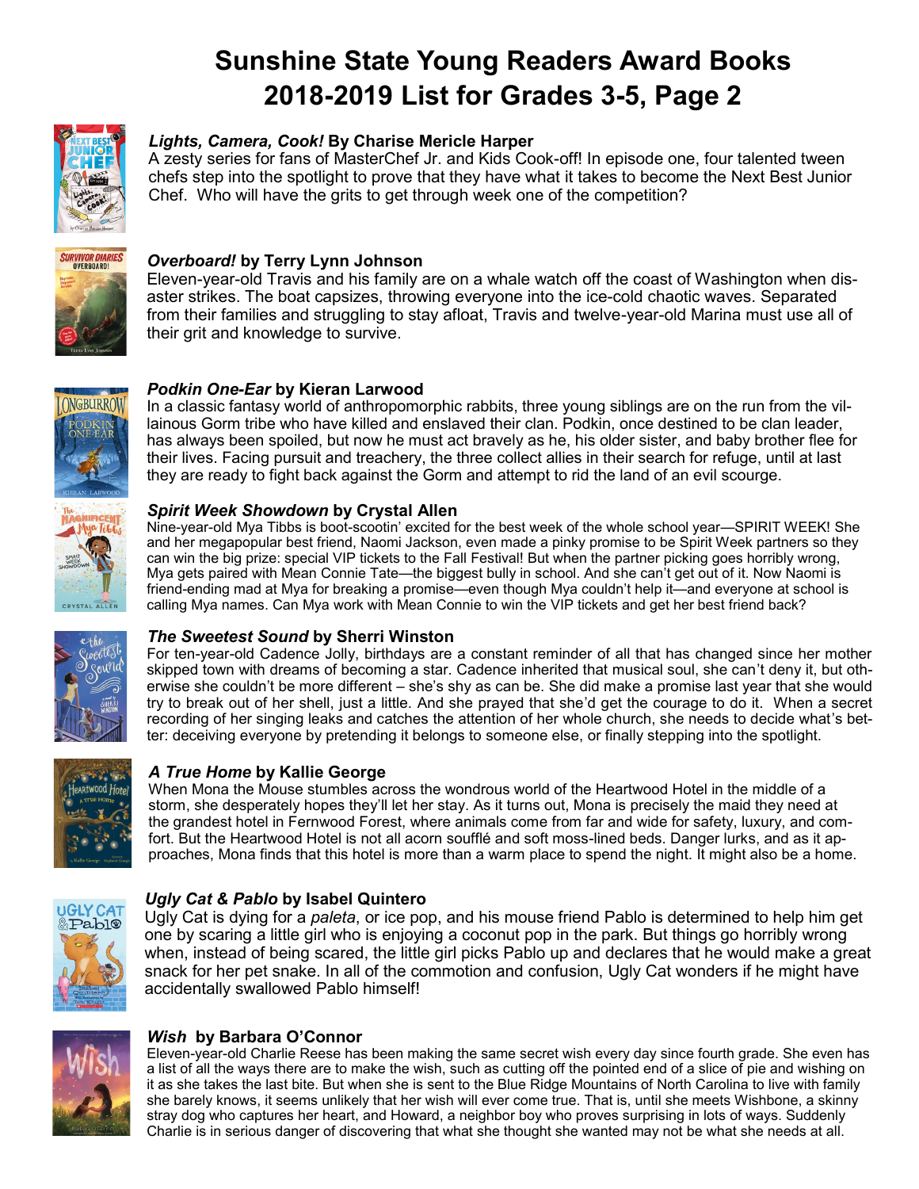# Sunshine State Young Readers Award Books 2018-2019 List for Grades 3-5, Page 2

***Lights, Camera, Cook!*** **By Charise Mericle Harper**
A zesty series for fans of MasterChef Jr. and Kids Cook-off! In episode one, four talented tween chefs step into the spotlight to prove that they have what it takes to become the Next Best Junior Chef. Who will have the grits to get through week one of the competition?

***Overboard!*** **by Terry Lynn Johnson**
Eleven-year-old Travis and his family are on a whale watch off the coast of Washington when disaster strikes. The boat capsizes, throwing everyone into the ice-cold chaotic waves. Separated from their families and struggling to stay afloat, Travis and twelve-year-old Marina must use all of their grit and knowledge to survive.

***Podkin One-Ear*** **by Kieran Larwood**
In a classic fantasy world of anthropomorphic rabbits, three young siblings are on the run from the villainous Gorm tribe who have killed and enslaved their clan. Podkin, once destined to be clan leader, has always been spoiled, but now he must act bravely as he, his older sister, and baby brother flee for their lives. Facing pursuit and treachery, the three collect allies in their search for refuge, until at last they are ready to fight back against the Gorm and attempt to rid the land of an evil scourge.

***Spirit Week Showdown*** **by Crystal Allen**
Nine-year-old Mya Tibbs is boot-scootin' excited for the best week of the whole school year—SPIRIT WEEK! She and her megapopular best friend, Naomi Jackson, even made a pinky promise to be Spirit Week partners so they can win the big prize: special VIP tickets to the Fall Festival! But when the partner picking goes horribly wrong, Mya gets paired with Mean Connie Tate—the biggest bully in school. And she can't get out of it. Now Naomi is friend-ending mad at Mya for breaking a promise—even though Mya couldn't help it—and everyone at school is calling Mya names. Can Mya work with Mean Connie to win the VIP tickets and get her best friend back?

***The Sweetest Sound*** **by Sherri Winston**
For ten-year-old Cadence Jolly, birthdays are a constant reminder of all that has changed since her mother skipped town with dreams of becoming a star. Cadence inherited that musical soul, she can't deny it, but otherwise she couldn't be more different – she's shy as can be. She did make a promise last year that she would try to break out of her shell, just a little. And she prayed that she'd get the courage to do it. When a secret recording of her singing leaks and catches the attention of her whole church, she needs to decide what's better: deceiving everyone by pretending it belongs to someone else, or finally stepping into the spotlight.

***A True Home*** **by Kallie George**
When Mona the Mouse stumbles across the wondrous world of the Heartwood Hotel in the middle of a storm, she desperately hopes they'll let her stay. As it turns out, Mona is precisely the maid they need at the grandest hotel in Fernwood Forest, where animals come from far and wide for safety, luxury, and comfort. But the Heartwood Hotel is not all acorn soufflé and soft moss-lined beds. Danger lurks, and as it approaches, Mona finds that this hotel is more than a warm place to spend the night. It might also be a home.

***Ugly Cat & Pablo*** **by Isabel Quintero**
Ugly Cat is dying for a *paleta*, or ice pop, and his mouse friend Pablo is determined to help him get one by scaring a little girl who is enjoying a coconut pop in the park. But things go horribly wrong when, instead of being scared, the little girl picks Pablo up and declares that he would make a great snack for her pet snake. In all of the commotion and confusion, Ugly Cat wonders if he might have accidentally swallowed Pablo himself!

***Wish*** **by Barbara O'Connor**
Eleven-year-old Charlie Reese has been making the same secret wish every day since fourth grade. She even has a list of all the ways there are to make the wish, such as cutting off the pointed end of a slice of pie and wishing on it as she takes the last bite. But when she is sent to the Blue Ridge Mountains of North Carolina to live with family she barely knows, it seems unlikely that her wish will ever come true. That is, until she meets Wishbone, a skinny stray dog who captures her heart, and Howard, a neighbor boy who proves surprising in lots of ways. Suddenly Charlie is in serious danger of discovering that what she thought she wanted may not be what she needs at all.